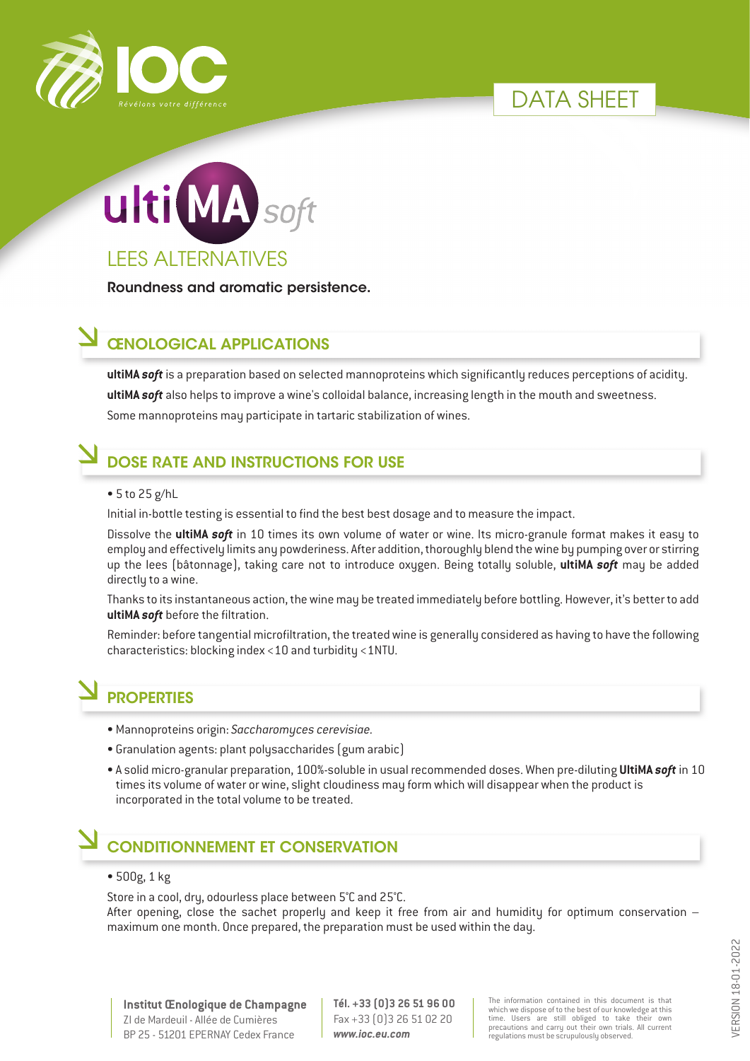IOC

Révélons votre différence

DATA SHEET

# ultiMA *soft*

## LEES ALTERNATIVES

**Roundness and aromatic persistence.**

## ŒNOLOGICAL APPLICATIONS

**ultiMA** ***soft*** is a preparation based on selected mannoproteins which significantly reduces perceptions of acidity.

**ultiMA** ***soft*** also helps to improve a wine's colloidal balance, increasing length in the mouth and sweetness.

Some mannoproteins may participate in tartaric stabilization of wines.

## DOSE RATE AND INSTRUCTIONS FOR USE

- 5 to 25 g/hL

Initial in-bottle testing is essential to find the best best dosage and to measure the impact.

Dissolve the **ultiMA** ***soft*** in 10 times its own volume of water or wine. Its micro-granule format makes it easy to employ and effectively limits any powderiness. After addition, thoroughly blend the wine by pumping over or stirring up the lees (bâtonnage), taking care not to introduce oxygen. Being totally soluble, **ultiMA** ***soft*** may be added directly to a wine.

Thanks to its instantaneous action, the wine may be treated immediately before bottling. However, it's better to add **ultiMA** ***soft*** before the filtration.

Reminder: before tangential microfiltration, the treated wine is generally considered as having to have the following characteristics: blocking index < 10 and turbidity < 1NTU.

## PROPERTIES

- Mannoproteins origin: *Saccharomyces cerevisiae.*
- Granulation agents: plant polysaccharides (gum arabic)
- A solid micro-granular preparation, 100%-soluble in usual recommended doses. When pre-diluting **UltiMA** ***soft*** in 10 times its volume of water or wine, slight cloudiness may form which will disappear when the product is incorporated in the total volume to be treated.

## CONDITIONNEMENT ET CONSERVATION

- 500g, 1 kg

Store in a cool, dry, odourless place between 5°C and 25°C.
After opening, close the sachet properly and keep it free from air and humidity for optimum conservation – maximum one month. Once prepared, the preparation must be used within the day.

**Institut Œnologique de Champagne**
ZI de Mardeuil - Allée de Cumières
BP 25 - 51201 EPERNAY Cedex France

**Tél. +33 (0)3 26 51 96 00**
Fax +33 (0)3 26 51 02 20
***www.ioc.eu.com***

The information contained in this document is that which we dispose of to the best of our knowledge at this time. Users are still obliged to take their own precautions and carry out their own trials. All current regulations must be scrupulously observed.

VERSION 18-01-2022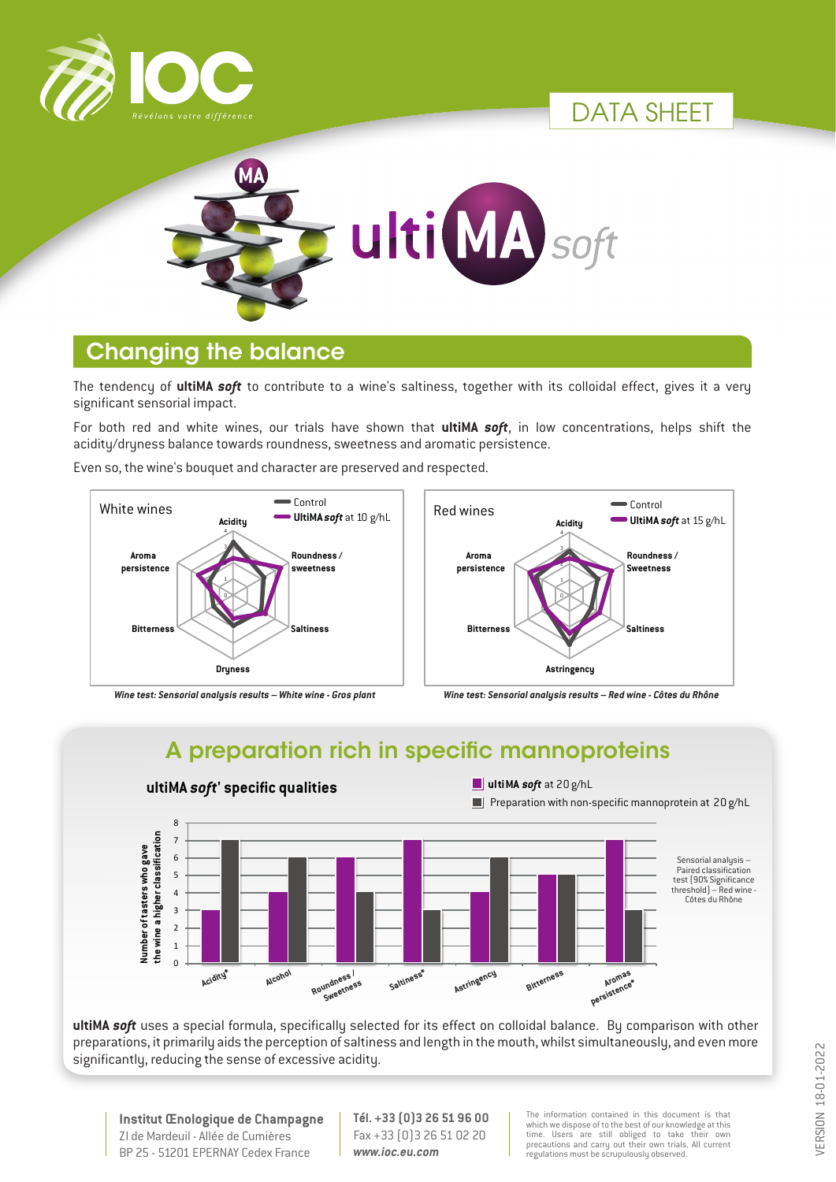DATA SHEET

ultiMA *soft*

## Changing the balance

The tendency of **ultiMA *soft*** to contribute to a wine's saltiness, together with its colloidal effect, gives it a very significant sensorial impact.

For both red and white wines, our trials have shown that **ultiMA *soft***, in low concentrations, helps shift the acidity/dryness balance towards roundness, sweetness and aromatic persistence.

Even so, the wine's bouquet and character are preserved and respected.

White wines

Control
**UltiMA *soft*** at 10 g/hL

Acidity
Roundness / sweetness
Saltiness
Dryness
Bitterness
Aroma persistence

4
3
2
1
0

*Wine test: Sensorial analysis results – White wine - Gros plant*

Red wines

Control
**UltiMA *soft*** at 15 g/hL

Acidity
Roundness / Sweetness
Saltiness
Astringency
Bitterness
Aroma persistence

4
3
2
1
0

*Wine test: Sensorial analysis results – Red wine - Côtes du Rhône*

## A preparation rich in specific mannoproteins

### ultiMA *soft*' specific qualities

**ultiMA *soft*** at 20 g/hL
Preparation with non-specific mannoprotein at 20 g/hL

Number of tasters who gave the wine a higher classification

8
7
6
5
4
3
2
1
0

Acidity*
Alcohol
Roundness / Sweetness
Saltiness*
Astringency
Bitterness
Aromas persistence*

Sensorial analysis – Paired classification test (90% Significance threshold) – Red wine - Côtes du Rhône

**ultiMA *soft*** uses a special formula, specifically selected for its effect on colloidal balance. By comparison with other preparations, it primarily aids the perception of saltiness and length in the mouth, whilst simultaneously, and even more significantly, reducing the sense of excessive acidity.

**Institut Œnologique de Champagne**
ZI de Mardeuil - Allée de Cumières
BP 25 - 51201 EPERNAY Cedex France

**Tél. +33 (0)3 26 51 96 00**
Fax +33 (0)3 26 51 02 20
***www.ioc.eu.com***

The information contained in this document is that which we dispose of to the best of our knowledge at this time. Users are still obliged to take their own precautions and carry out their own trials. All current regulations must be scrupulously observed.

VERSION 18-01-2022